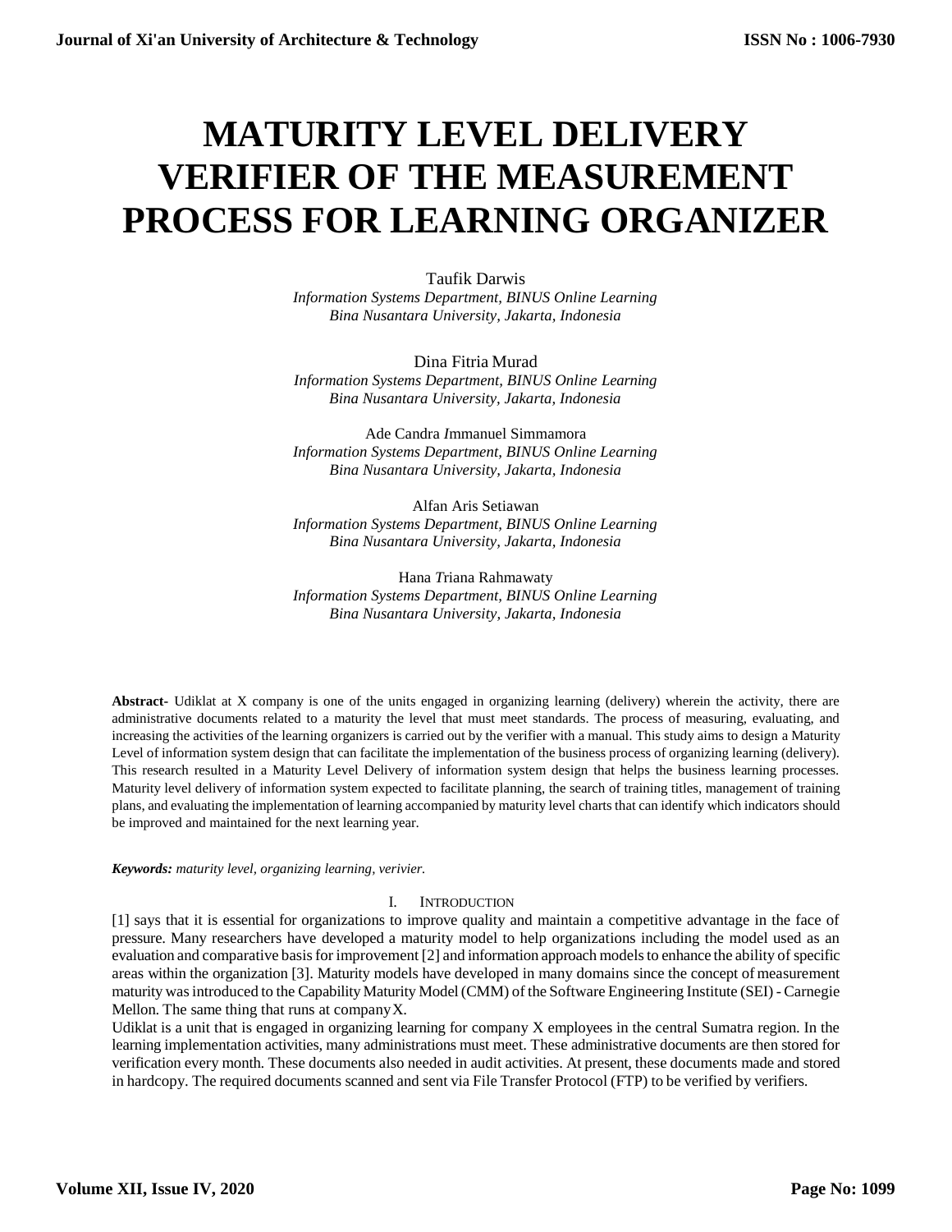# MATURITY LEVEL DELIVERY VERIFIER OF THE MEASUREMENT PROCESS FOR LEARNING ORGANIZER

Taufik Darwis
*Information Systems Department, BINUS Online Learning*
*Bina Nusantara University, Jakarta, Indonesia*

Dina Fitria Murad
*Information Systems Department, BINUS Online Learning*
*Bina Nusantara University, Jakarta, Indonesia*

Ade Candra Immanuel Simmamora
*Information Systems Department, BINUS Online Learning*
*Bina Nusantara University, Jakarta, Indonesia*

Alfan Aris Setiawan
*Information Systems Department, BINUS Online Learning*
*Bina Nusantara University, Jakarta, Indonesia*

Hana Triana Rahmawaty
*Information Systems Department, BINUS Online Learning*
*Bina Nusantara University, Jakarta, Indonesia*

**Abstract-** Udiklat at X company is one of the units engaged in organizing learning (delivery) wherein the activity, there are administrative documents related to a maturity the level that must meet standards. The process of measuring, evaluating, and increasing the activities of the learning organizers is carried out by the verifier with a manual. This study aims to design a Maturity Level of information system design that can facilitate the implementation of the business process of organizing learning (delivery). This research resulted in a Maturity Level Delivery of information system design that helps the business learning processes. Maturity level delivery of information system expected to facilitate planning, the search of training titles, management of training plans, and evaluating the implementation of learning accompanied by maturity level charts that can identify which indicators should be improved and maintained for the next learning year.

***Keywords:*** *maturity level, organizing learning, verivier.*

## I. INTRODUCTION

[1] says that it is essential for organizations to improve quality and maintain a competitive advantage in the face of pressure. Many researchers have developed a maturity model to help organizations including the model used as an evaluation and comparative basis for improvement [2] and information approach models to enhance the ability of specific areas within the organization [3]. Maturity models have developed in many domains since the concept of measurement maturity was introduced to the Capability Maturity Model (CMM) of the Software Engineering Institute (SEI) - Carnegie Mellon. The same thing that runs at company X.

Udiklat is a unit that is engaged in organizing learning for company X employees in the central Sumatra region. In the learning implementation activities, many administrations must meet. These administrative documents are then stored for verification every month. These documents also needed in audit activities. At present, these documents made and stored in hardcopy. The required documents scanned and sent via File Transfer Protocol (FTP) to be verified by verifiers.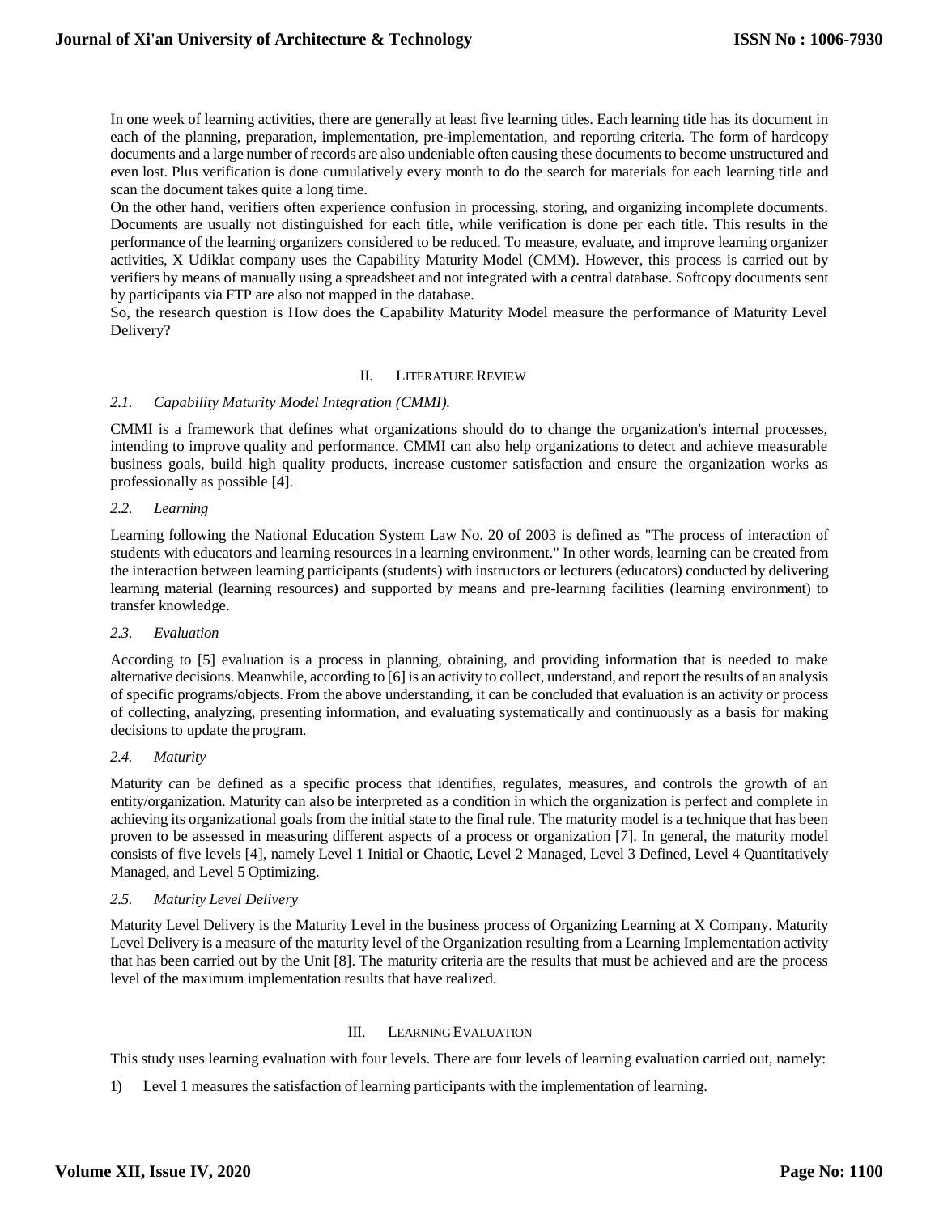In one week of learning activities, there are generally at least five learning titles. Each learning title has its document in each of the planning, preparation, implementation, pre-implementation, and reporting criteria. The form of hardcopy documents and a large number of records are also undeniable often causing these documents to become unstructured and even lost. Plus verification is done cumulatively every month to do the search for materials for each learning title and scan the document takes quite a long time.

On the other hand, verifiers often experience confusion in processing, storing, and organizing incomplete documents. Documents are usually not distinguished for each title, while verification is done per each title. This results in the performance of the learning organizers considered to be reduced. To measure, evaluate, and improve learning organizer activities, X Udiklat company uses the Capability Maturity Model (CMM). However, this process is carried out by verifiers by means of manually using a spreadsheet and not integrated with a central database. Softcopy documents sent by participants via FTP are also not mapped in the database.

So, the research question is How does the Capability Maturity Model measure the performance of Maturity Level Delivery?

## II. Literature Review

### 2.1. Capability Maturity Model Integration (CMMI).

CMMI is a framework that defines what organizations should do to change the organization's internal processes, intending to improve quality and performance. CMMI can also help organizations to detect and achieve measurable business goals, build high quality products, increase customer satisfaction and ensure the organization works as professionally as possible [4].

### 2.2. Learning

Learning following the National Education System Law No. 20 of 2003 is defined as "The process of interaction of students with educators and learning resources in a learning environment." In other words, learning can be created from the interaction between learning participants (students) with instructors or lecturers (educators) conducted by delivering learning material (learning resources) and supported by means and pre-learning facilities (learning environment) to transfer knowledge.

### 2.3. Evaluation

According to [5] evaluation is a process in planning, obtaining, and providing information that is needed to make alternative decisions. Meanwhile, according to [6] is an activity to collect, understand, and report the results of an analysis of specific programs/objects. From the above understanding, it can be concluded that evaluation is an activity or process of collecting, analyzing, presenting information, and evaluating systematically and continuously as a basis for making decisions to update the program.

### 2.4. Maturity

Maturity can be defined as a specific process that identifies, regulates, measures, and controls the growth of an entity/organization. Maturity can also be interpreted as a condition in which the organization is perfect and complete in achieving its organizational goals from the initial state to the final rule. The maturity model is a technique that has been proven to be assessed in measuring different aspects of a process or organization [7]. In general, the maturity model consists of five levels [4], namely Level 1 Initial or Chaotic, Level 2 Managed, Level 3 Defined, Level 4 Quantitatively Managed, and Level 5 Optimizing.

### 2.5. Maturity Level Delivery

Maturity Level Delivery is the Maturity Level in the business process of Organizing Learning at X Company. Maturity Level Delivery is a measure of the maturity level of the Organization resulting from a Learning Implementation activity that has been carried out by the Unit [8]. The maturity criteria are the results that must be achieved and are the process level of the maximum implementation results that have realized.

## III. Learning Evaluation

This study uses learning evaluation with four levels. There are four levels of learning evaluation carried out, namely:

1) Level 1 measures the satisfaction of learning participants with the implementation of learning.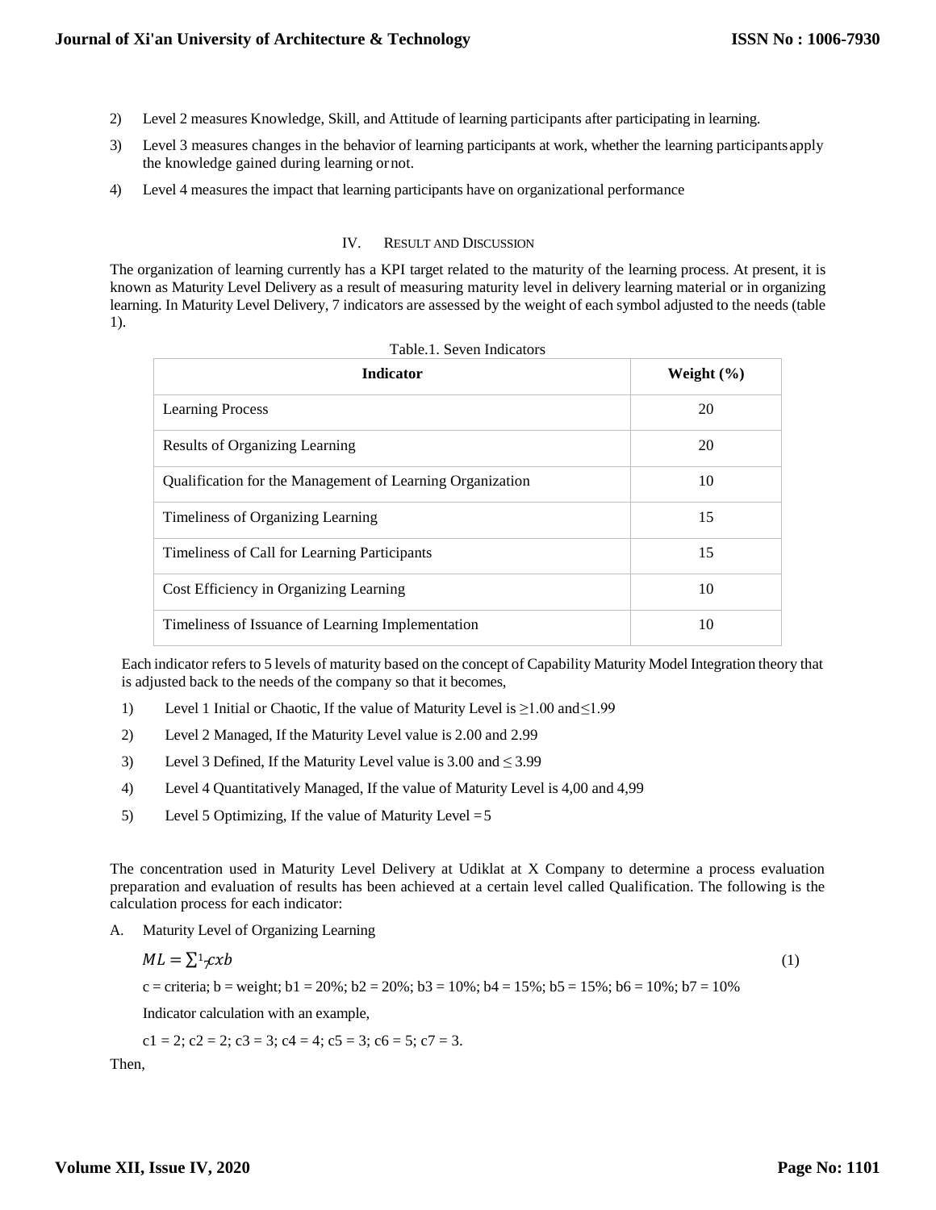2) Level 2 measures Knowledge, Skill, and Attitude of learning participants after participating in learning.
3) Level 3 measures changes in the behavior of learning participants at work, whether the learning participants apply the knowledge gained during learning or not.
4) Level 4 measures the impact that learning participants have on organizational performance

## IV. Result and Discussion

The organization of learning currently has a KPI target related to the maturity of the learning process. At present, it is known as Maturity Level Delivery as a result of measuring maturity level in delivery learning material or in organizing learning. In Maturity Level Delivery, 7 indicators are assessed by the weight of each symbol adjusted to the needs (table 1).

Table.1. Seven Indicators

| Indicator | Weight (%) |
|---|---|
| Learning Process | 20 |
| Results of Organizing Learning | 20 |
| Qualification for the Management of Learning Organization | 10 |
| Timeliness of Organizing Learning | 15 |
| Timeliness of Call for Learning Participants | 15 |
| Cost Efficiency in Organizing Learning | 10 |
| Timeliness of Issuance of Learning Implementation | 10 |

Each indicator refers to 5 levels of maturity based on the concept of Capability Maturity Model Integration theory that is adjusted back to the needs of the company so that it becomes,

1) Level 1 Initial or Chaotic, If the value of Maturity Level is ≥1.00 and≤1.99
2) Level 2 Managed, If the Maturity Level value is 2.00 and 2.99
3) Level 3 Defined, If the Maturity Level value is 3.00 and ≤ 3.99
4) Level 4 Quantitatively Managed, If the value of Maturity Level is 4,00 and 4,99
5) Level 5 Optimizing, If the value of Maturity Level = 5

The concentration used in Maturity Level Delivery at Udiklat at X Company to determine a process evaluation preparation and evaluation of results has been achieved at a certain level called Qualification. The following is the calculation process for each indicator:

A. Maturity Level of Organizing Learning

$$ML = \sum_{1}^{7} c x b \qquad (1)$$

c = criteria; b = weight; b1 = 20%; b2 = 20%; b3 = 10%; b4 = 15%; b5 = 15%; b6 = 10%; b7 = 10%

Indicator calculation with an example,

c1 = 2; c2 = 2; c3 = 3; c4 = 4; c5 = 3; c6 = 5; c7 = 3.

Then,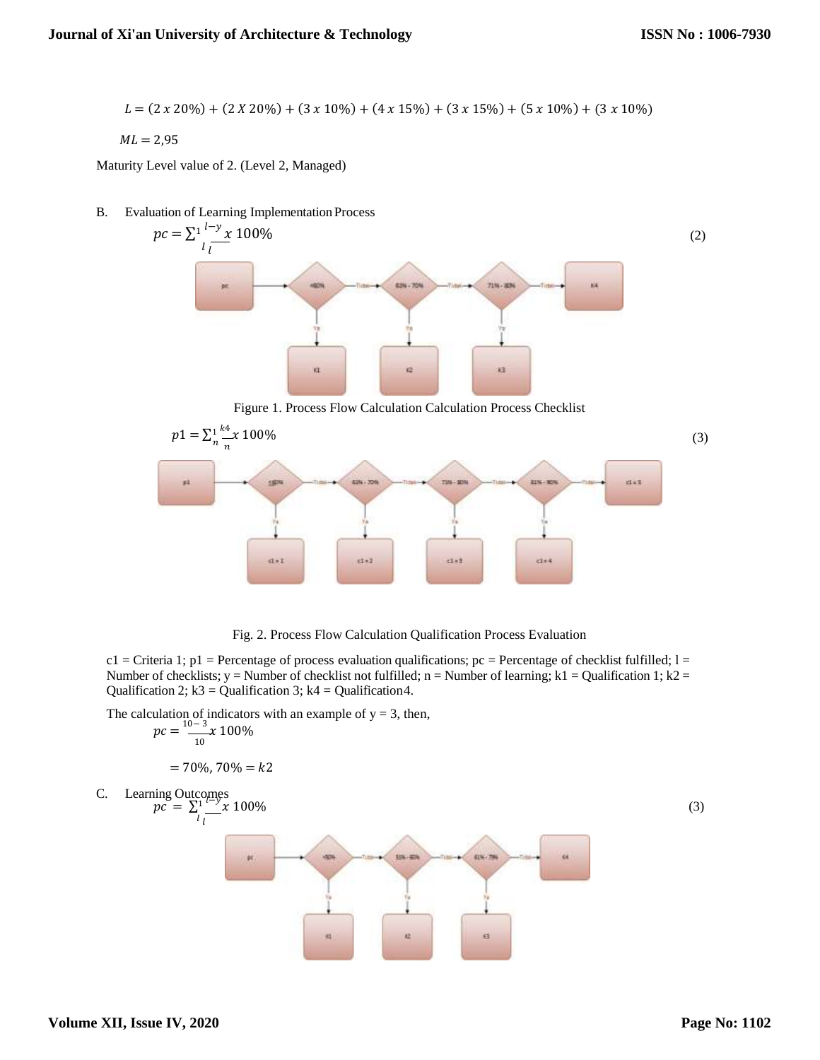$$L = (2 \, x \, 20\%) + (2 \, X \, 20\%) + (3 \, x \, 10\%) + (4 \, x \, 15\%) + (3 \, x \, 15\%) + (5 \, x \, 10\%) + (3 \, x \, 10\%)$$

$$ML = 2{,}95$$

Maturity Level value of 2. (Level 2, Managed)

B. Evaluation of Learning Implementation Process

$$pc = \sum_{l}^{1} \frac{l-y}{l} x \, 100\% \quad (2)$$

Figure 1. Process Flow Calculation Calculation Process Checklist

$$p1 = \sum_{n}^{1} \frac{k4}{n} x \, 100\% \quad (3)$$

Fig. 2. Process Flow Calculation Qualification Process Evaluation

c1 = Criteria 1; p1 = Percentage of process evaluation qualifications; pc = Percentage of checklist fulfilled; l = Number of checklists; y = Number of checklist not fulfilled; n = Number of learning; k1 = Qualification 1; k2 = Qualification 2; k3 = Qualification 3; k4 = Qualification4.

The calculation of indicators with an example of y = 3, then,

$$pc = \frac{10-3}{10} x \, 100\%$$

$$= 70\%, \, 70\% = k2$$

C. Learning Outcomes

$$pc = \sum_{l}^{1} \frac{l-y}{l} x \, 100\% \quad (3)$$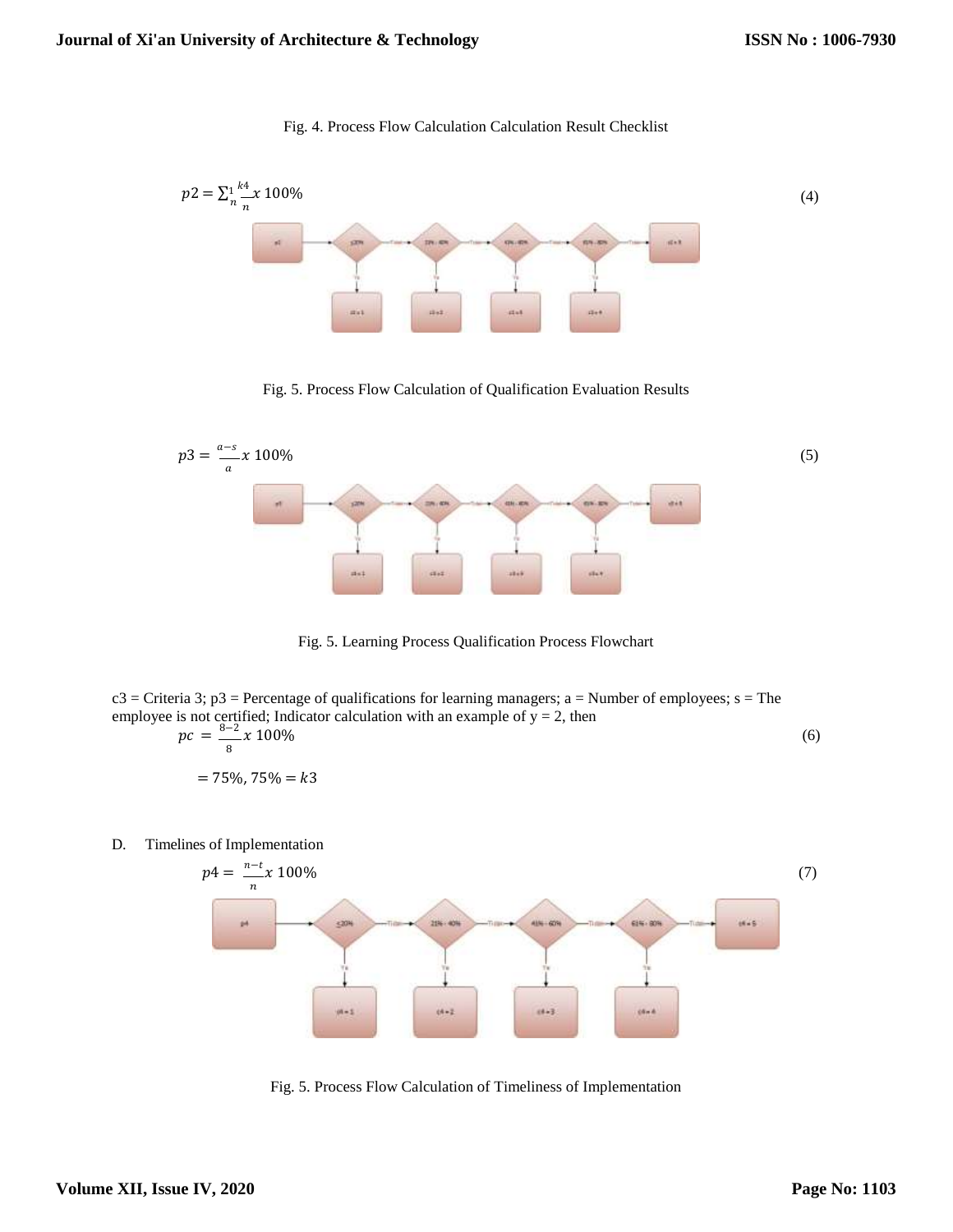Fig. 4. Process Flow Calculation Calculation Result Checklist

$$p2 = \sum_{n}^{1} \frac{k4}{n} x\ 100\% \tag{4}$$

Fig. 5. Process Flow Calculation of Qualification Evaluation Results

$$p3 = \frac{a-s}{a} x\ 100\% \tag{5}$$

Fig. 5. Learning Process Qualification Process Flowchart

c3 = Criteria 3; p3 = Percentage of qualifications for learning managers; a = Number of employees; s = The employee is not certified; Indicator calculation with an example of y = 2, then

$$pc = \frac{8-2}{8} x\ 100\% \tag{6}$$

$$= 75\%, 75\% = k3$$

D. Timelines of Implementation

$$p4 = \frac{n-t}{n} x\ 100\% \tag{7}$$

Fig. 5. Process Flow Calculation of Timeliness of Implementation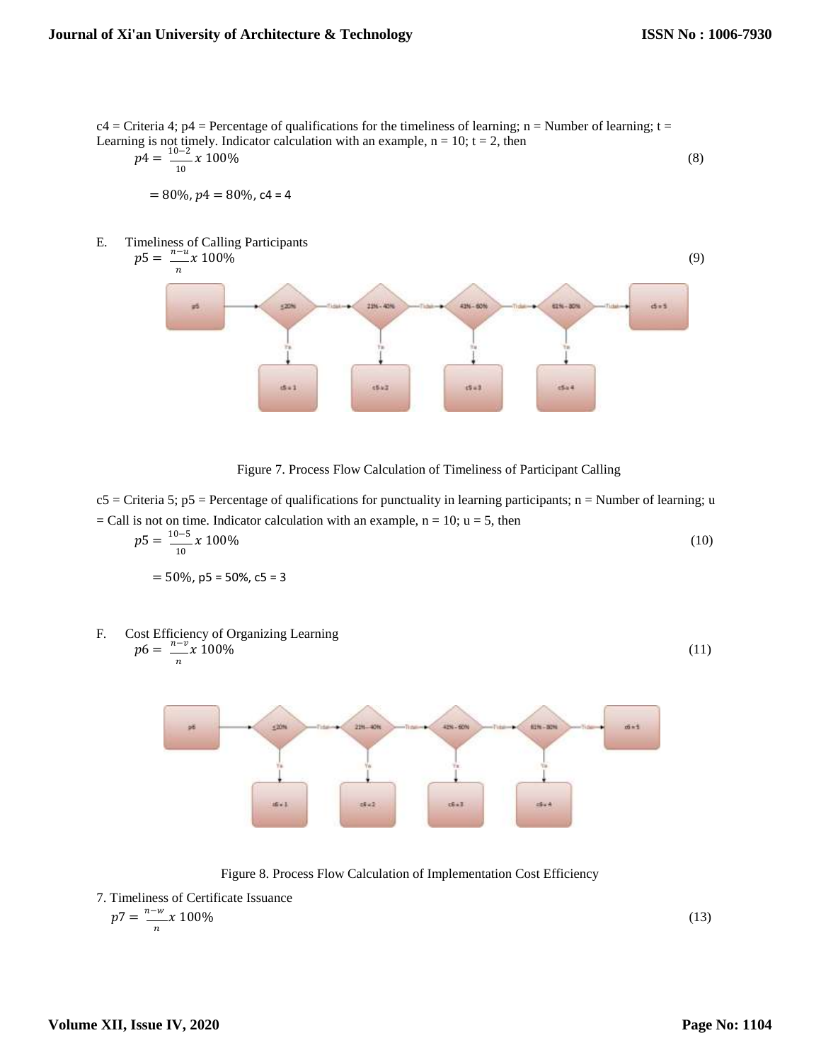c4 = Criteria 4; p4 = Percentage of qualifications for the timeliness of learning; n = Number of learning; t = Learning is not timely. Indicator calculation with an example, n = 10; t = 2, then

$$p4 = \frac{10-2}{10} x\ 100\% \tag{8}$$

$= 80\%, p4 = 80\%,$ c4 = 4

E. Timeliness of Calling Participants

$$p5 = \frac{n-u}{n} x\ 100\% \tag{9}$$

Figure 7. Process Flow Calculation of Timeliness of Participant Calling

c5 = Criteria 5; p5 = Percentage of qualifications for punctuality in learning participants; n = Number of learning; u = Call is not on time. Indicator calculation with an example, n = 10; u = 5, then

$$p5 = \frac{10-5}{10} x\ 100\% \tag{10}$$

$= 50\%,$ p5 = 50%, c5 = 3

F. Cost Efficiency of Organizing Learning

$$p6 = \frac{n-v}{n} x\ 100\% \tag{11}$$

Figure 8. Process Flow Calculation of Implementation Cost Efficiency

7. Timeliness of Certificate Issuance

$$p7 = \frac{n-w}{n} x\ 100\% \tag{13}$$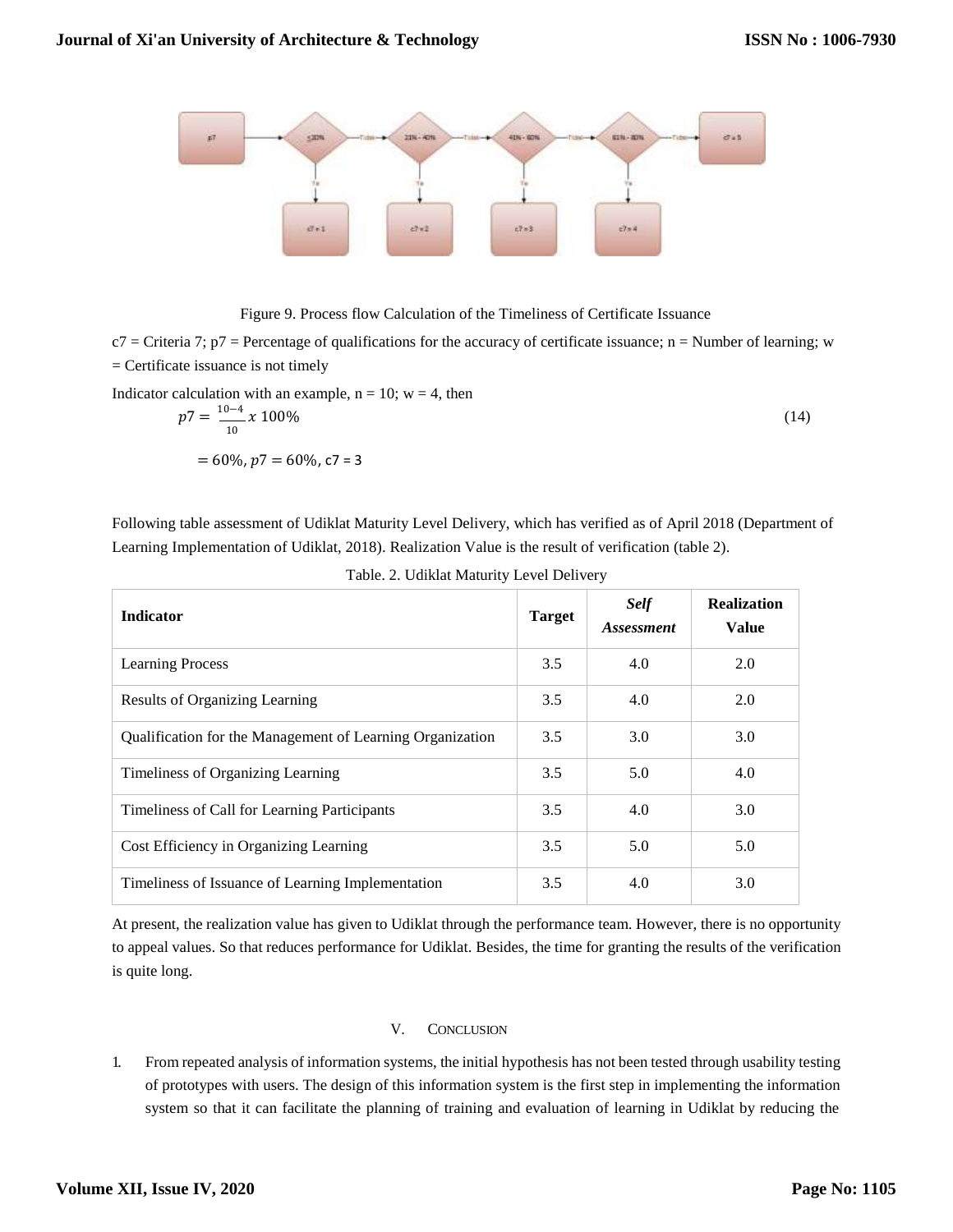Figure 9. Process flow Calculation of the Timeliness of Certificate Issuance

c7 = Criteria 7; p7 = Percentage of qualifications for the accuracy of certificate issuance; n = Number of learning; w = Certificate issuance is not timely

Indicator calculation with an example, n = 10; w = 4, then

$$p7 = \frac{10-4}{10} x\ 100\% \tag{14}$$

$$= 60\%, p7 = 60\%, \text{c7} = 3$$

Following table assessment of Udiklat Maturity Level Delivery, which has verified as of April 2018 (Department of Learning Implementation of Udiklat, 2018). Realization Value is the result of verification (table 2).

Table. 2. Udiklat Maturity Level Delivery

| **Indicator** | **Target** | ***Self Assessment*** | **Realization Value** |
|---|---|---|---|
| Learning Process | 3.5 | 4.0 | 2.0 |
| Results of Organizing Learning | 3.5 | 4.0 | 2.0 |
| Qualification for the Management of Learning Organization | 3.5 | 3.0 | 3.0 |
| Timeliness of Organizing Learning | 3.5 | 5.0 | 4.0 |
| Timeliness of Call for Learning Participants | 3.5 | 4.0 | 3.0 |
| Cost Efficiency in Organizing Learning | 3.5 | 5.0 | 5.0 |
| Timeliness of Issuance of Learning Implementation | 3.5 | 4.0 | 3.0 |

At present, the realization value has given to Udiklat through the performance team. However, there is no opportunity to appeal values. So that reduces performance for Udiklat. Besides, the time for granting the results of the verification is quite long.

## V. Conclusion

1. From repeated analysis of information systems, the initial hypothesis has not been tested through usability testing of prototypes with users. The design of this information system is the first step in implementing the information system so that it can facilitate the planning of training and evaluation of learning in Udiklat by reducing the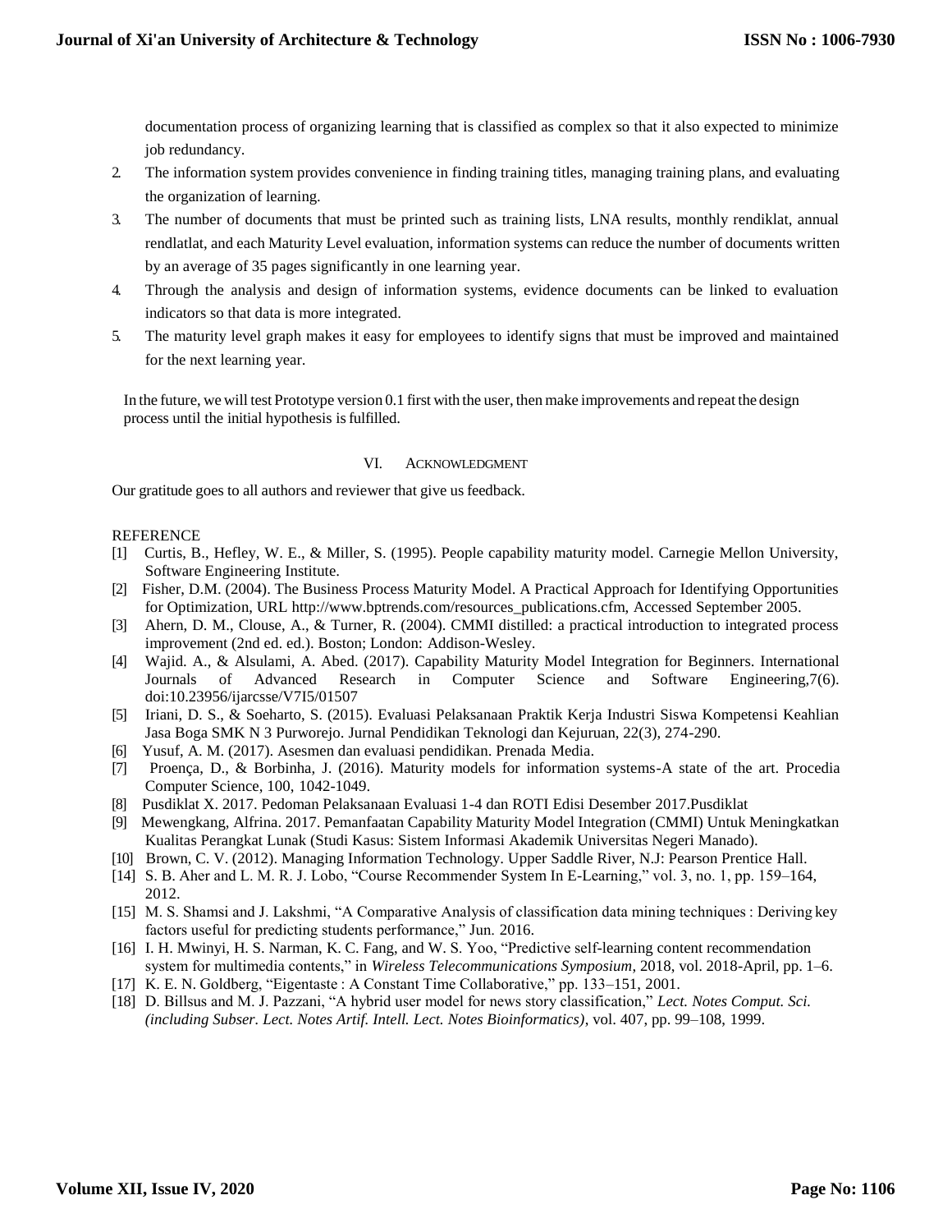documentation process of organizing learning that is classified as complex so that it also expected to minimize job redundancy.

2. The information system provides convenience in finding training titles, managing training plans, and evaluating the organization of learning.
3. The number of documents that must be printed such as training lists, LNA results, monthly rendiklat, annual rendlatlat, and each Maturity Level evaluation, information systems can reduce the number of documents written by an average of 35 pages significantly in one learning year.
4. Through the analysis and design of information systems, evidence documents can be linked to evaluation indicators so that data is more integrated.
5. The maturity level graph makes it easy for employees to identify signs that must be improved and maintained for the next learning year.

In the future, we will test Prototype version 0.1 first with the user, then make improvements and repeat the design process until the initial hypothesis is fulfilled.

## VI. ACKNOWLEDGMENT

Our gratitude goes to all authors and reviewer that give us feedback.

## REFERENCE

[1] Curtis, B., Hefley, W. E., & Miller, S. (1995). People capability maturity model. Carnegie Mellon University, Software Engineering Institute.

[2] Fisher, D.M. (2004). The Business Process Maturity Model. A Practical Approach for Identifying Opportunities for Optimization, URL http://www.bptrends.com/resources_publications.cfm, Accessed September 2005.

[3] Ahern, D. M., Clouse, A., & Turner, R. (2004). CMMI distilled: a practical introduction to integrated process improvement (2nd ed. ed.). Boston; London: Addison-Wesley.

[4] Wajid. A., & Alsulami, A. Abed. (2017). Capability Maturity Model Integration for Beginners. International Journals of Advanced Research in Computer Science and Software Engineering,7(6). doi:10.23956/ijarcsse/V7I5/01507

[5] Iriani, D. S., & Soeharto, S. (2015). Evaluasi Pelaksanaan Praktik Kerja Industri Siswa Kompetensi Keahlian Jasa Boga SMK N 3 Purworejo. Jurnal Pendidikan Teknologi dan Kejuruan, 22(3), 274-290.

[6] Yusuf, A. M. (2017). Asesmen dan evaluasi pendidikan. Prenada Media.

[7] Proença, D., & Borbinha, J. (2016). Maturity models for information systems-A state of the art. Procedia Computer Science, 100, 1042-1049.

[8] Pusdiklat X. 2017. Pedoman Pelaksanaan Evaluasi 1-4 dan ROTI Edisi Desember 2017.Pusdiklat

[9] Mewengkang, Alfrina. 2017. Pemanfaatan Capability Maturity Model Integration (CMMI) Untuk Meningkatkan Kualitas Perangkat Lunak (Studi Kasus: Sistem Informasi Akademik Universitas Negeri Manado).

[10] Brown, C. V. (2012). Managing Information Technology. Upper Saddle River, N.J: Pearson Prentice Hall.

[14] S. B. Aher and L. M. R. J. Lobo, "Course Recommender System In E-Learning," vol. 3, no. 1, pp. 159–164, 2012.

[15] M. S. Shamsi and J. Lakshmi, "A Comparative Analysis of classification data mining techniques : Deriving key factors useful for predicting students performance," Jun. 2016.

[16] I. H. Mwinyi, H. S. Narman, K. C. Fang, and W. S. Yoo, "Predictive self-learning content recommendation system for multimedia contents," in *Wireless Telecommunications Symposium*, 2018, vol. 2018-April, pp. 1–6.

[17] K. E. N. Goldberg, "Eigentaste : A Constant Time Collaborative," pp. 133–151, 2001.

[18] D. Billsus and M. J. Pazzani, "A hybrid user model for news story classification," *Lect. Notes Comput. Sci. (including Subser. Lect. Notes Artif. Intell. Lect. Notes Bioinformatics)*, vol. 407, pp. 99–108, 1999.